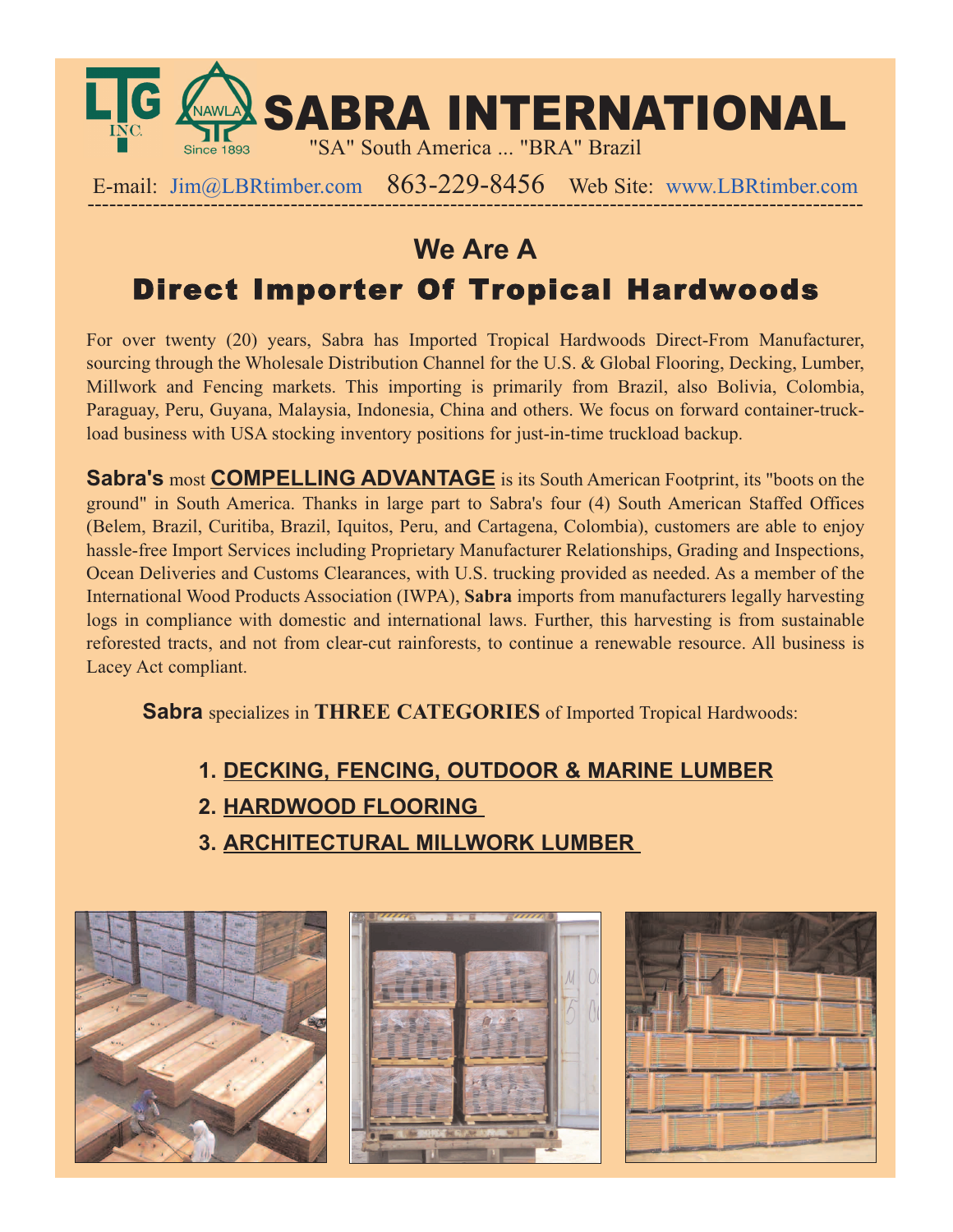# SABRA INTERNATIONAL

"SA" South America ... "BRA" Brazil

E-mail: Jim@LBRtimber.com 863-229-8456 Web Site: www.LBRtimber.com

## We Are A

## Direct Importer Of Tropical Hardwoods

For over twenty (20) years, Sabra has Imported Tropical Hardwoods Direct-From Manufacturer, sourcing through the Wholesale Distribution Channel for the U.S. & Global Flooring, Decking, Lumber, Millwork and Fencing markets. This importing is primarily from Brazil, also Bolivia, Colombia, Paraguay, Peru, Guyana, Malaysia, Indonesia, China and others. We focus on forward container-truck-load business with USA stocking inventory positions for just-in-time truckload backup.

**Sabra's** most **COMPELLING ADVANTAGE** is its South American Footprint, its "boots on the ground" in South America. Thanks in large part to Sabra's four (4) South American Staffed Offices (Belem, Brazil, Curitiba, Brazil, Iquitos, Peru, and Cartagena, Colombia), customers are able to enjoy hassle-free Import Services including Proprietary Manufacturer Relationships, Grading and Inspections, Ocean Deliveries and Customs Clearances, with U.S. trucking provided as needed. As a member of the International Wood Products Association (IWPA), **Sabra** imports from manufacturers legally harvesting logs in compliance with domestic and international laws. Further, this harvesting is from sustainable reforested tracts, and not from clear-cut rainforests, to continue a renewable resource. All business is Lacey Act compliant.

**Sabra** specializes in **THREE CATEGORIES** of Imported Tropical Hardwoods:

1. **DECKING, FENCING, OUTDOOR & MARINE LUMBER**
2. **HARDWOOD FLOORING**
3. **ARCHITECTURAL MILLWORK LUMBER**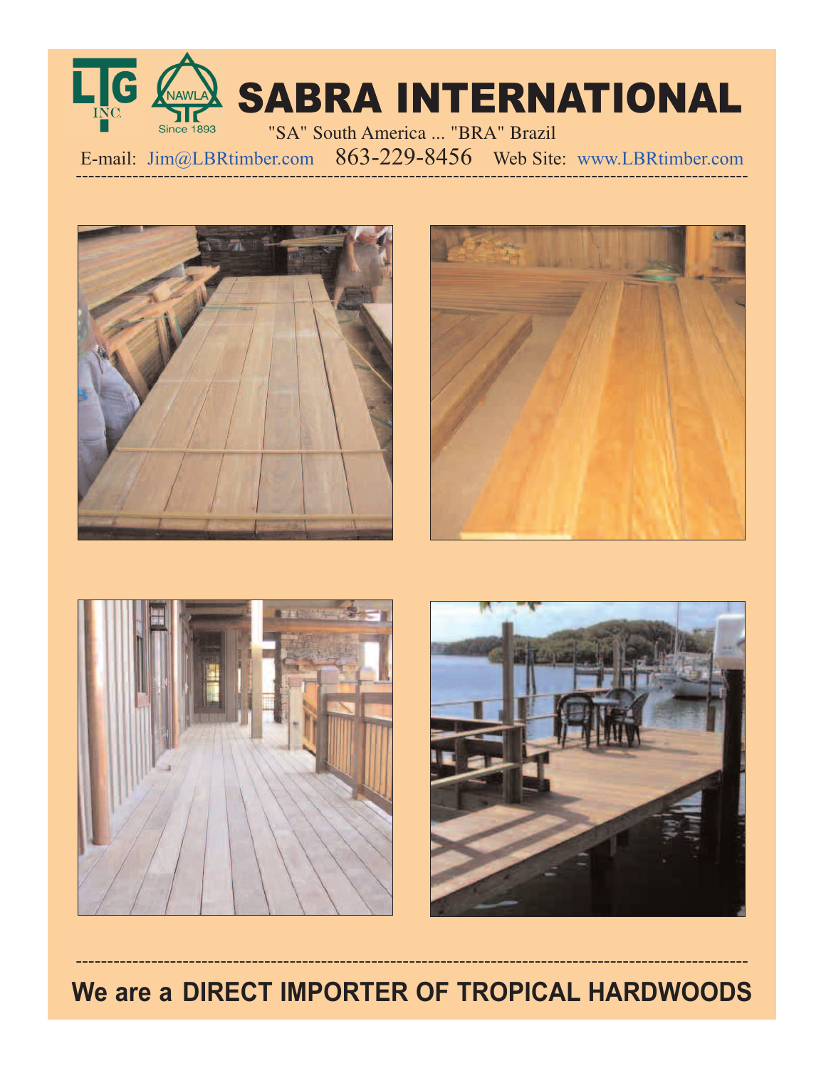LTG INC.

NAWLA Since 1893

# SABRA INTERNATIONAL

"SA" South America ... "BRA" Brazil

E-mail: Jim@LBRtimber.com 863-229-8456 Web Site: www.LBRtimber.com

---

---

**We are a DIRECT IMPORTER OF TROPICAL HARDWOODS**